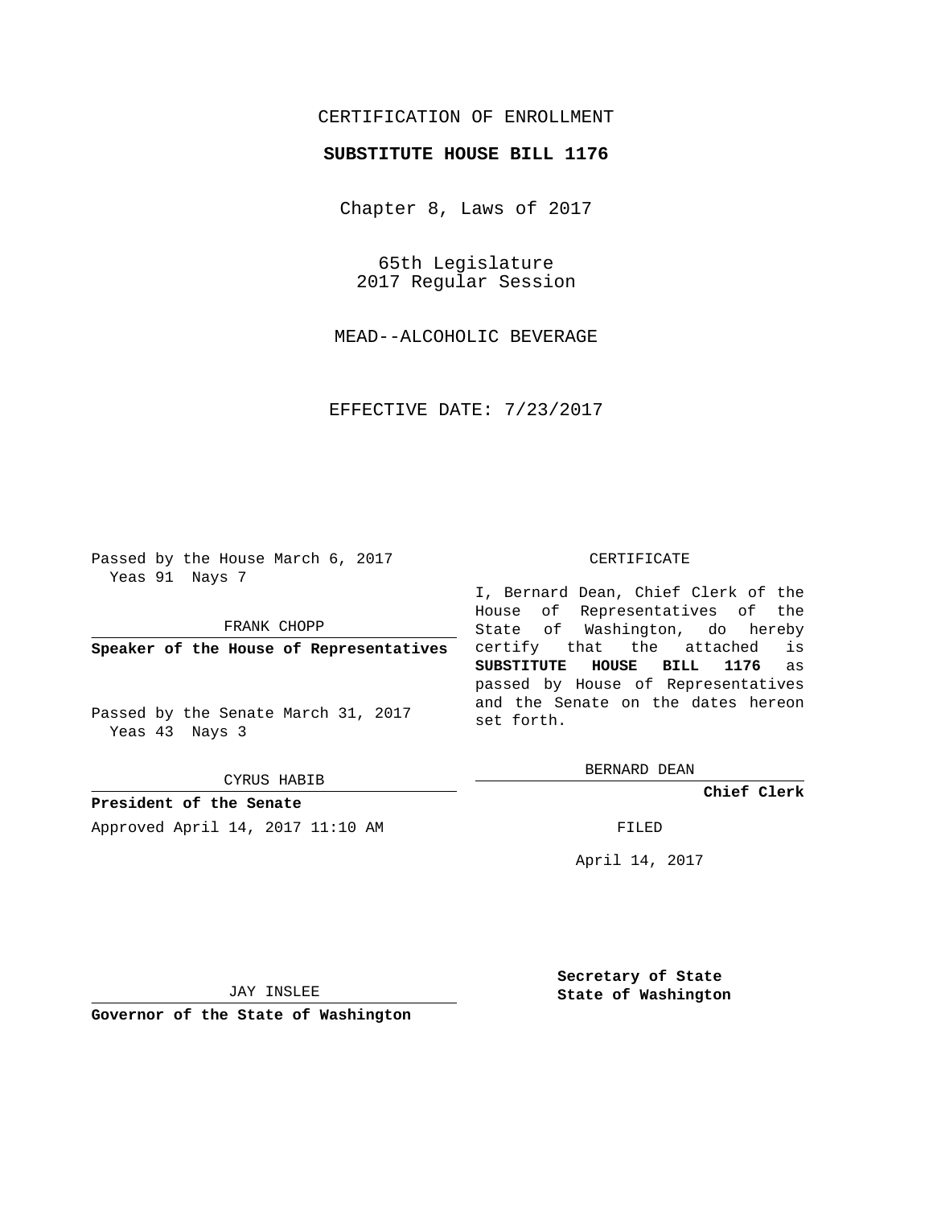CERTIFICATION OF ENROLLMENT

**SUBSTITUTE HOUSE BILL 1176**

Chapter 8, Laws of 2017

65th Legislature
2017 Regular Session

MEAD--ALCOHOLIC BEVERAGE

EFFECTIVE DATE: 7/23/2017

Passed by the House March 6, 2017
Yeas 91 Nays 7

FRANK CHOPP

**Speaker of the House of Representatives**

Passed by the Senate March 31, 2017
Yeas 43 Nays 3

CYRUS HABIB

**President of the Senate**

CERTIFICATE

I, Bernard Dean, Chief Clerk of the House of Representatives of the State of Washington, do hereby certify that the attached is **SUBSTITUTE HOUSE BILL 1176** as passed by House of Representatives and the Senate on the dates hereon set forth.

BERNARD DEAN

**Chief Clerk**

Approved April 14, 2017 11:10 AM

FILED

April 14, 2017

JAY INSLEE

**Governor of the State of Washington**

**Secretary of State**
**State of Washington**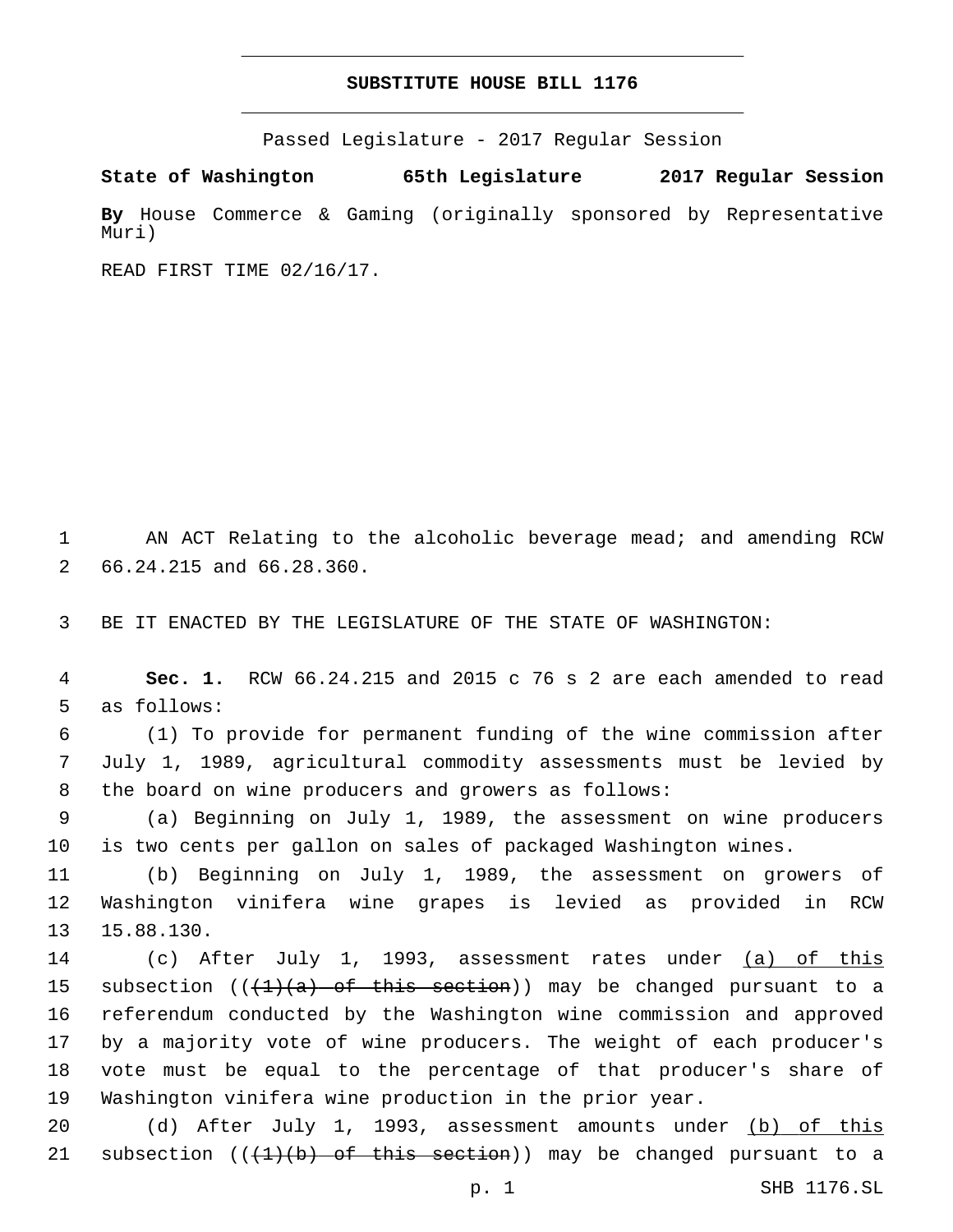# SUBSTITUTE HOUSE BILL 1176

Passed Legislature - 2017 Regular Session

**State of Washington 65th Legislature 2017 Regular Session**

**By** House Commerce & Gaming (originally sponsored by Representative Muri)

READ FIRST TIME 02/16/17.

AN ACT Relating to the alcoholic beverage mead; and amending RCW 66.24.215 and 66.28.360.

BE IT ENACTED BY THE LEGISLATURE OF THE STATE OF WASHINGTON:

**Sec. 1.** RCW 66.24.215 and 2015 c 76 s 2 are each amended to read as follows:

(1) To provide for permanent funding of the wine commission after July 1, 1989, agricultural commodity assessments must be levied by the board on wine producers and growers as follows:

(a) Beginning on July 1, 1989, the assessment on wine producers is two cents per gallon on sales of packaged Washington wines.

(b) Beginning on July 1, 1989, the assessment on growers of Washington vinifera wine grapes is levied as provided in RCW 15.88.130.

(c) After July 1, 1993, assessment rates under <u>(a) of this</u> subsection ((~~(1)(a) of this section~~)) may be changed pursuant to a referendum conducted by the Washington wine commission and approved by a majority vote of wine producers. The weight of each producer's vote must be equal to the percentage of that producer's share of Washington vinifera wine production in the prior year.

(d) After July 1, 1993, assessment amounts under <u>(b) of this</u> subsection ((~~(1)(b) of this section~~)) may be changed pursuant to a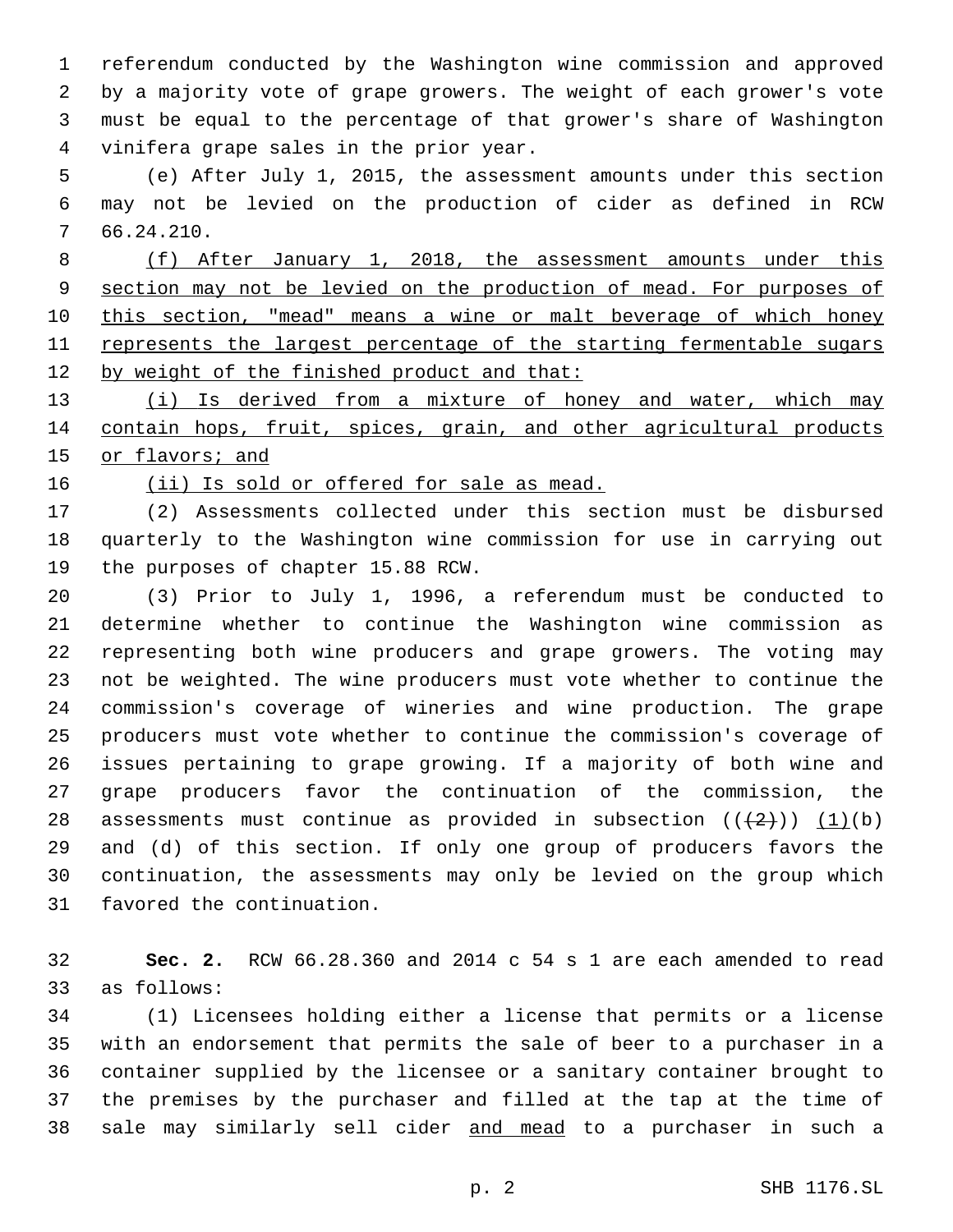referendum conducted by the Washington wine commission and approved by a majority vote of grape growers. The weight of each grower's vote must be equal to the percentage of that grower's share of Washington vinifera grape sales in the prior year.

(e) After July 1, 2015, the assessment amounts under this section may not be levied on the production of cider as defined in RCW 66.24.210.

<u>(f) After January 1, 2018, the assessment amounts under this section may not be levied on the production of mead. For purposes of this section, "mead" means a wine or malt beverage of which honey represents the largest percentage of the starting fermentable sugars by weight of the finished product and that:</u>

<u>(i) Is derived from a mixture of honey and water, which may contain hops, fruit, spices, grain, and other agricultural products or flavors; and</u>

<u>(ii) Is sold or offered for sale as mead.</u>

(2) Assessments collected under this section must be disbursed quarterly to the Washington wine commission for use in carrying out the purposes of chapter 15.88 RCW.

(3) Prior to July 1, 1996, a referendum must be conducted to determine whether to continue the Washington wine commission as representing both wine producers and grape growers. The voting may not be weighted. The wine producers must vote whether to continue the commission's coverage of wineries and wine production. The grape producers must vote whether to continue the commission's coverage of issues pertaining to grape growing. If a majority of both wine and grape producers favor the continuation of the commission, the assessments must continue as provided in subsection ((~~(2)~~)) <u>(1)</u>(b) and (d) of this section. If only one group of producers favors the continuation, the assessments may only be levied on the group which favored the continuation.

**Sec. 2.** RCW 66.28.360 and 2014 c 54 s 1 are each amended to read as follows:

(1) Licensees holding either a license that permits or a license with an endorsement that permits the sale of beer to a purchaser in a container supplied by the licensee or a sanitary container brought to the premises by the purchaser and filled at the tap at the time of sale may similarly sell cider <u>and mead</u> to a purchaser in such a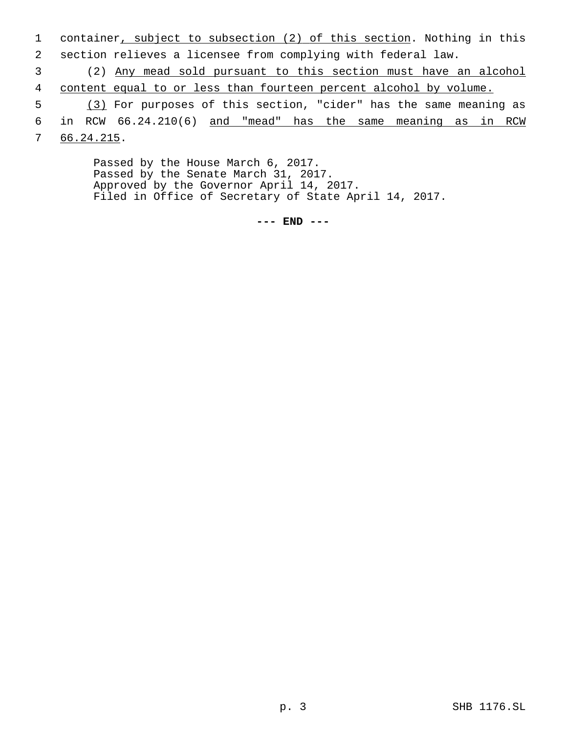container, subject to subsection (2) of this section. Nothing in this section relieves a licensee from complying with federal law.

(2) Any mead sold pursuant to this section must have an alcohol content equal to or less than fourteen percent alcohol by volume.

(3) For purposes of this section, "cider" has the same meaning as in RCW 66.24.210(6) and "mead" has the same meaning as in RCW 66.24.215.

Passed by the House March 6, 2017.
Passed by the Senate March 31, 2017.
Approved by the Governor April 14, 2017.
Filed in Office of Secretary of State April 14, 2017.

**--- END ---**